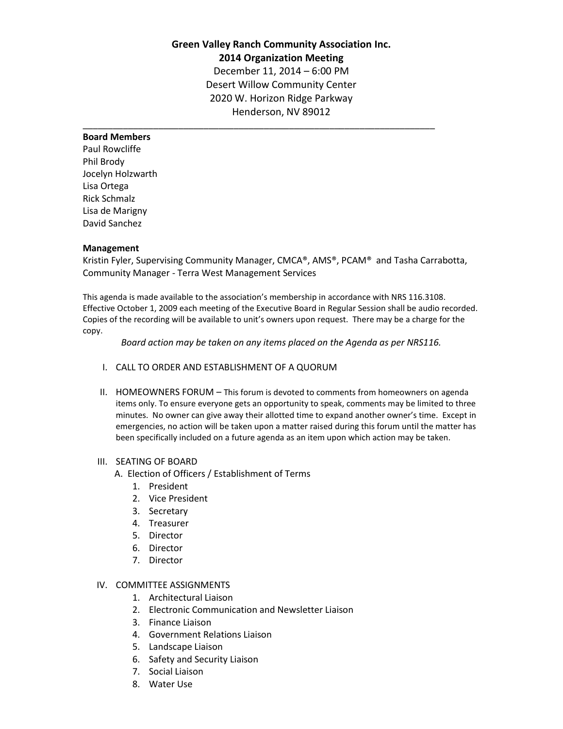**Green Valley Ranch Community Association Inc.**
**2014 Organization Meeting**
December 11, 2014 – 6:00 PM
Desert Willow Community Center
2020 W. Horizon Ridge Parkway
Henderson, NV 89012

---

**Board Members**
Paul Rowcliffe
Phil Brody
Jocelyn Holzwarth
Lisa Ortega
Rick Schmalz
Lisa de Marigny
David Sanchez

**Management**
Kristin Fyler, Supervising Community Manager, CMCA®, AMS®, PCAM® and Tasha Carrabotta, Community Manager - Terra West Management Services

This agenda is made available to the association's membership in accordance with NRS 116.3108. Effective October 1, 2009 each meeting of the Executive Board in Regular Session shall be audio recorded. Copies of the recording will be available to unit's owners upon request. There may be a charge for the copy.

*Board action may be taken on any items placed on the Agenda as per NRS116.*

I. CALL TO ORDER AND ESTABLISHMENT OF A QUORUM

II. HOMEOWNERS FORUM – This forum is devoted to comments from homeowners on agenda items only. To ensure everyone gets an opportunity to speak, comments may be limited to three minutes. No owner can give away their allotted time to expand another owner's time. Except in emergencies, no action will be taken upon a matter raised during this forum until the matter has been specifically included on a future agenda as an item upon which action may be taken.

III. SEATING OF BOARD
   A. Election of Officers / Establishment of Terms
      1. President
      2. Vice President
      3. Secretary
      4. Treasurer
      5. Director
      6. Director
      7. Director

IV. COMMITTEE ASSIGNMENTS
   1. Architectural Liaison
   2. Electronic Communication and Newsletter Liaison
   3. Finance Liaison
   4. Government Relations Liaison
   5. Landscape Liaison
   6. Safety and Security Liaison
   7. Social Liaison
   8. Water Use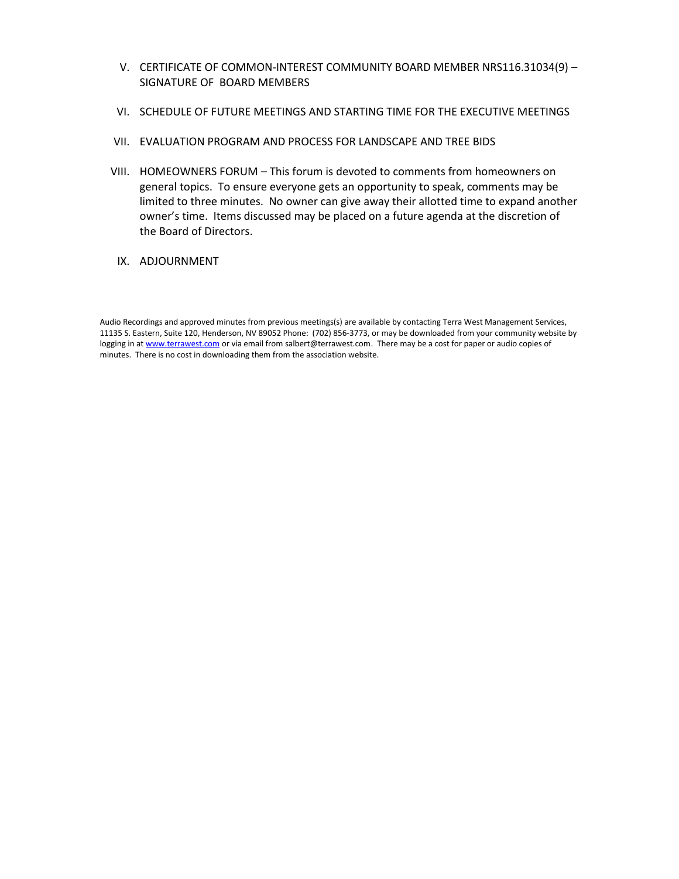V. CERTIFICATE OF COMMON-INTEREST COMMUNITY BOARD MEMBER NRS116.31034(9) – SIGNATURE OF BOARD MEMBERS

VI. SCHEDULE OF FUTURE MEETINGS AND STARTING TIME FOR THE EXECUTIVE MEETINGS

VII. EVALUATION PROGRAM AND PROCESS FOR LANDSCAPE AND TREE BIDS

VIII. HOMEOWNERS FORUM – This forum is devoted to comments from homeowners on general topics. To ensure everyone gets an opportunity to speak, comments may be limited to three minutes. No owner can give away their allotted time to expand another owner's time. Items discussed may be placed on a future agenda at the discretion of the Board of Directors.

IX. ADJOURNMENT

Audio Recordings and approved minutes from previous meetings(s) are available by contacting Terra West Management Services, 11135 S. Eastern, Suite 120, Henderson, NV 89052 Phone: (702) 856-3773, or may be downloaded from your community website by logging in at www.terrawest.com or via email from salbert@terrawest.com. There may be a cost for paper or audio copies of minutes. There is no cost in downloading them from the association website.